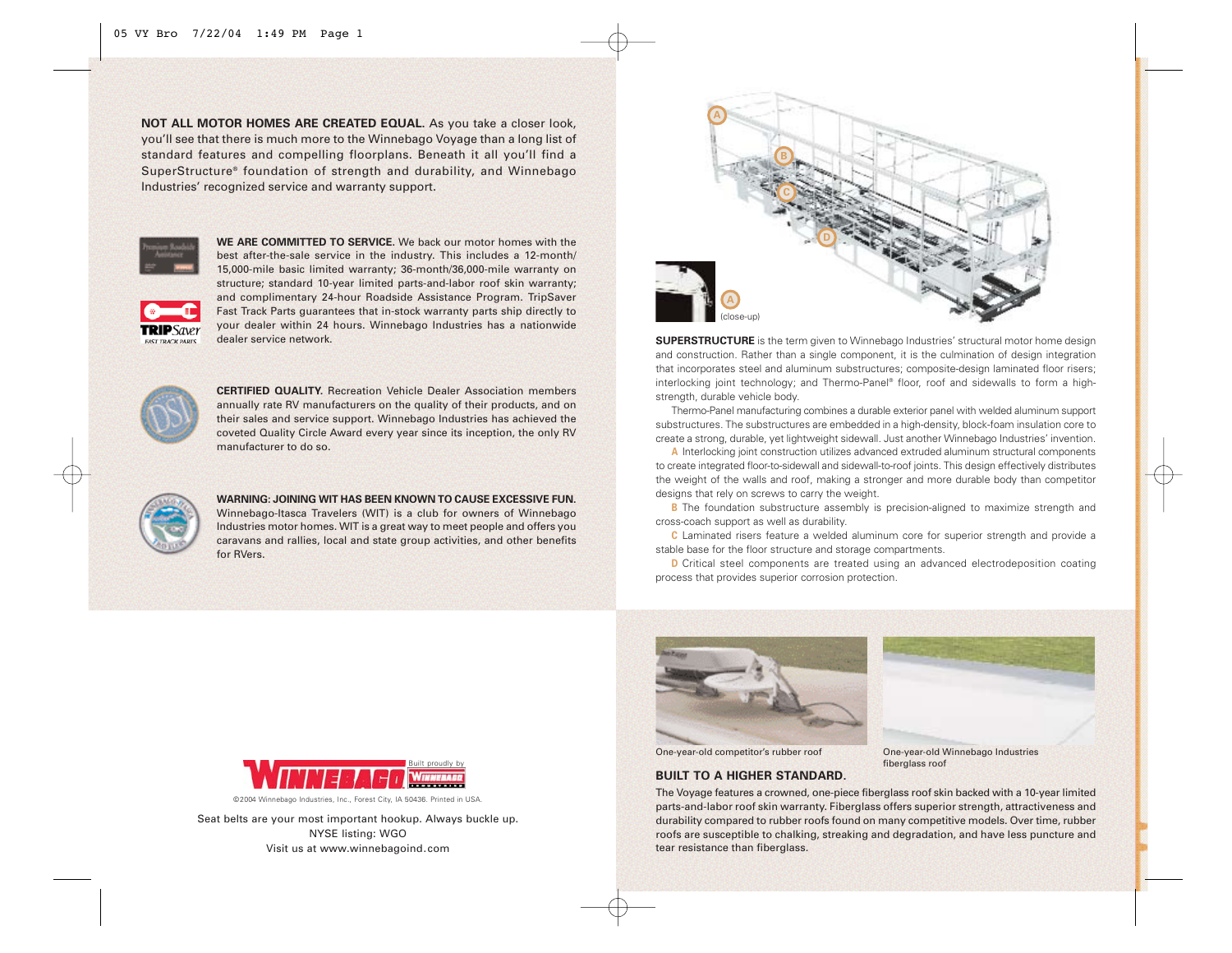**NOT ALL MOTOR HOMES ARE CREATED EQUAL.** As you take a closer look, you'll see that there is much more to the Winnebago Voyage than a long list of standard features and compelling floorplans. Beneath it all you'll find a SuperStructure® foundation of strength and durability, and Winnebago Industries' recognized service and warranty support.

**WE ARE COMMITTED TO SERVICE.** We back our motor homes with the best after-the-sale service in the industry. This includes a 12-month/15,000-mile basic limited warranty; 36-month/36,000-mile warranty on structure; standard 10-year limited parts-and-labor roof skin warranty; and complimentary 24-hour Roadside Assistance Program. TripSaver Fast Track Parts guarantees that in-stock warranty parts ship directly to your dealer within 24 hours. Winnebago Industries has a nationwide dealer service network.

**CERTIFIED QUALITY.** Recreation Vehicle Dealer Association members annually rate RV manufacturers on the quality of their products, and on their sales and service support. Winnebago Industries has achieved the coveted Quality Circle Award every year since its inception, the only RV manufacturer to do so.

**WARNING: JOINING WIT HAS BEEN KNOWN TO CAUSE EXCESSIVE FUN.** Winnebago-Itasca Travelers (WIT) is a club for owners of Winnebago Industries motor homes. WIT is a great way to meet people and offers you caravans and rallies, local and state group activities, and other benefits for RVers.

©2004 Winnebago Industries, Inc., Forest City, IA 50436. Printed in USA.

Seat belts are your most important hookup. Always buckle up.
NYSE listing: WGO
Visit us at www.winnebagoind.com

A (close-up)

**SUPERSTRUCTURE** is the term given to Winnebago Industries' structural motor home design and construction. Rather than a single component, it is the culmination of design integration that incorporates steel and aluminum substructures; composite-design laminated floor risers; interlocking joint technology; and Thermo-Panel® floor, roof and sidewalls to form a high-strength, durable vehicle body.

Thermo-Panel manufacturing combines a durable exterior panel with welded aluminum support substructures. The substructures are embedded in a high-density, block-foam insulation core to create a strong, durable, yet lightweight sidewall. Just another Winnebago Industries' invention.

**A** Interlocking joint construction utilizes advanced extruded aluminum structural components to create integrated floor-to-sidewall and sidewall-to-roof joints. This design effectively distributes the weight of the walls and roof, making a stronger and more durable body than competitor designs that rely on screws to carry the weight.

**B** The foundation substructure assembly is precision-aligned to maximize strength and cross-coach support as well as durability.

**C** Laminated risers feature a welded aluminum core for superior strength and provide a stable base for the floor structure and storage compartments.

**D** Critical steel components are treated using an advanced electrodeposition coating process that provides superior corrosion protection.

One-year-old competitor's rubber roof

One-year-old Winnebago Industries fiberglass roof

## BUILT TO A HIGHER STANDARD.

The Voyage features a crowned, one-piece fiberglass roof skin backed with a 10-year limited parts-and-labor roof skin warranty. Fiberglass offers superior strength, attractiveness and durability compared to rubber roofs found on many competitive models. Over time, rubber roofs are susceptible to chalking, streaking and degradation, and have less puncture and tear resistance than fiberglass.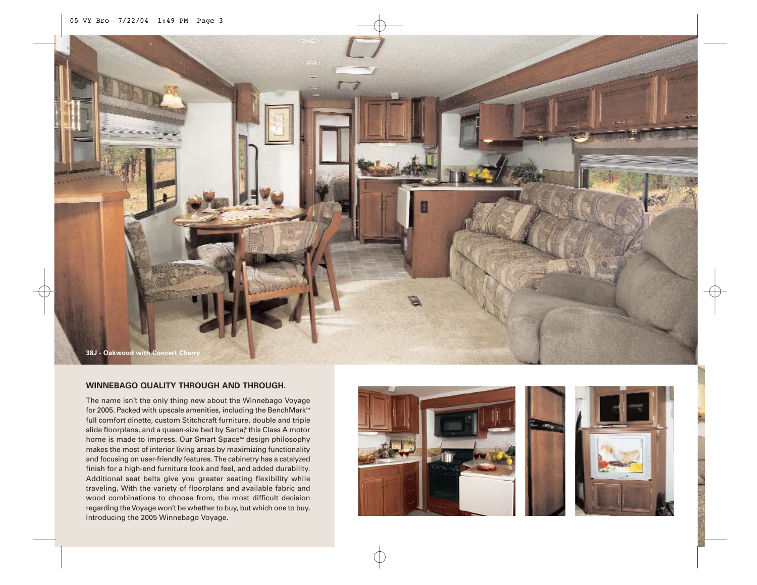38J - Oakwood with Concert Cherry

## WINNEBAGO QUALITY THROUGH AND THROUGH.

The name isn't the only thing new about the Winnebago Voyage for 2005. Packed with upscale amenities, including the BenchMark™ full comfort dinette, custom Stitchcraft furniture, double and triple slide floorplans, and a queen-size bed by Serta,® this Class A motor home is made to impress. Our Smart Space™ design philosophy makes the most of interior living areas by maximizing functionality and focusing on user-friendly features. The cabinetry has a catalyzed finish for a high-end furniture look and feel, and added durability. Additional seat belts give you greater seating flexibility while traveling. With the variety of floorplans and available fabric and wood combinations to choose from, the most difficult decision regarding the Voyage won't be whether to buy, but which one to buy. Introducing the 2005 Winnebago Voyage.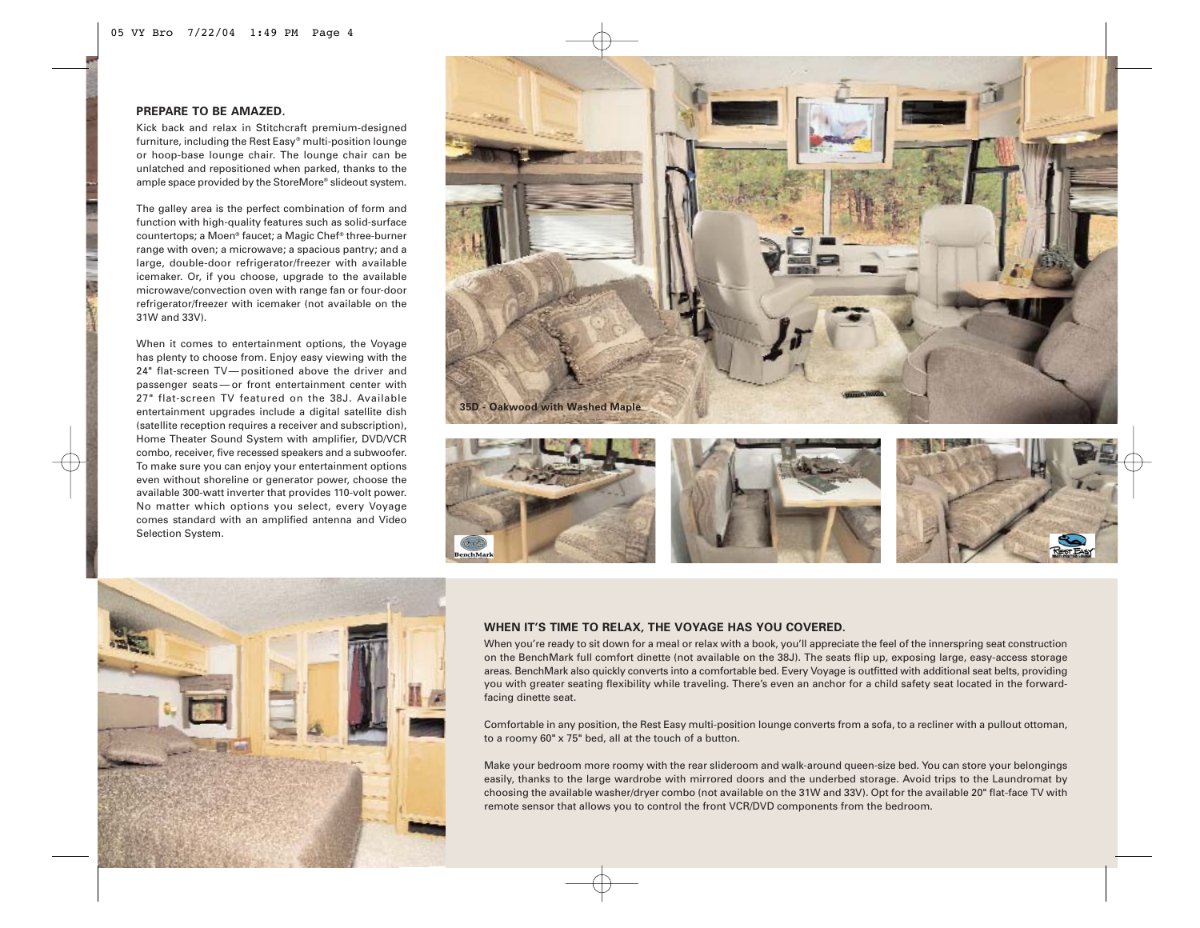**PREPARE TO BE AMAZED.**

Kick back and relax in Stitchcraft premium-designed furniture, including the Rest Easy® multi-position lounge or hoop-base lounge chair. The lounge chair can be unlatched and repositioned when parked, thanks to the ample space provided by the StoreMore® slideout system.

The galley area is the perfect combination of form and function with high-quality features such as solid-surface countertops; a Moen® faucet; a Magic Chef® three-burner range with oven; a microwave; a spacious pantry; and a large, double-door refrigerator/freezer with available icemaker. Or, if you choose, upgrade to the available microwave/convection oven with range fan or four-door refrigerator/freezer with icemaker (not available on the 31W and 33V).

When it comes to entertainment options, the Voyage has plenty to choose from. Enjoy easy viewing with the 24" flat-screen TV — positioned above the driver and passenger seats — or front entertainment center with 27" flat-screen TV featured on the 38J. Available entertainment upgrades include a digital satellite dish (satellite reception requires a receiver and subscription), Home Theater Sound System with amplifier, DVD/VCR combo, receiver, five recessed speakers and a subwoofer. To make sure you can enjoy your entertainment options even without shoreline or generator power, choose the available 300-watt inverter that provides 110-volt power. No matter which options you select, every Voyage comes standard with an amplified antenna and Video Selection System.

35D - Oakwood with Washed Maple

**WHEN IT'S TIME TO RELAX, THE VOYAGE HAS YOU COVERED.**

When you're ready to sit down for a meal or relax with a book, you'll appreciate the feel of the innerspring seat construction on the BenchMark full comfort dinette (not available on the 38J). The seats flip up, exposing large, easy-access storage areas. BenchMark also quickly converts into a comfortable bed. Every Voyage is outfitted with additional seat belts, providing you with greater seating flexibility while traveling. There's even an anchor for a child safety seat located in the forward-facing dinette seat.

Comfortable in any position, the Rest Easy multi-position lounge converts from a sofa, to a recliner with a pullout ottoman, to a roomy 60" x 75" bed, all at the touch of a button.

Make your bedroom more roomy with the rear slideroom and walk-around queen-size bed. You can store your belongings easily, thanks to the large wardrobe with mirrored doors and the underbed storage. Avoid trips to the Laundromat by choosing the available washer/dryer combo (not available on the 31W and 33V). Opt for the available 20" flat-face TV with remote sensor that allows you to control the front VCR/DVD components from the bedroom.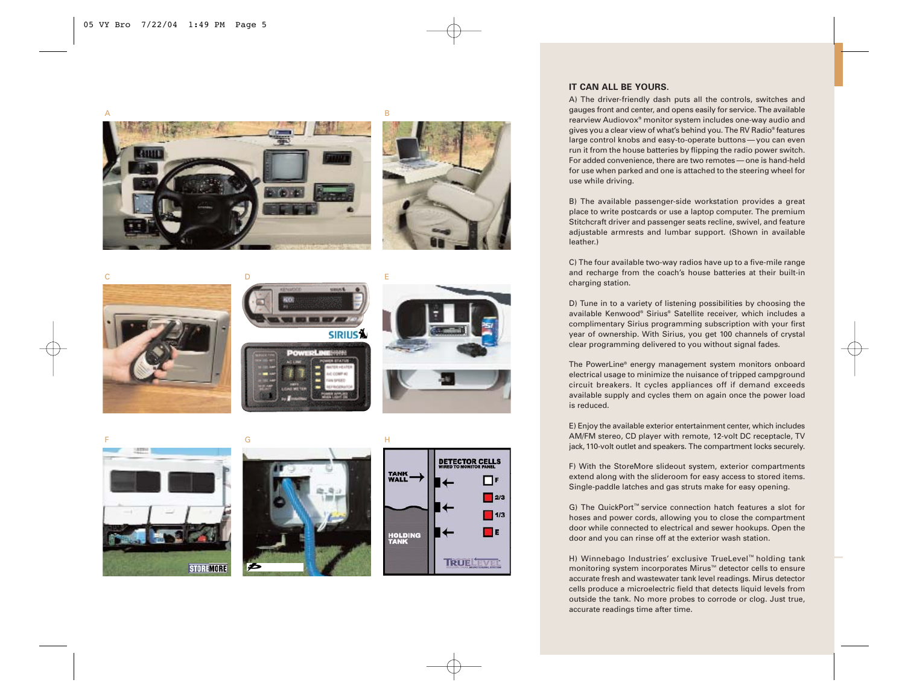### IT CAN ALL BE YOURS.

A) The driver-friendly dash puts all the controls, switches and gauges front and center, and opens easily for service. The available rearview Audiovox® monitor system includes one-way audio and gives you a clear view of what's behind you. The RV Radio® features large control knobs and easy-to-operate buttons — you can even run it from the house batteries by flipping the radio power switch. For added convenience, there are two remotes — one is hand-held for use when parked and one is attached to the steering wheel for use while driving.

B) The available passenger-side workstation provides a great place to write postcards or use a laptop computer. The premium Stitchcraft driver and passenger seats recline, swivel, and feature adjustable armrests and lumbar support. (Shown in available leather.)

C) The four available two-way radios have up to a five-mile range and recharge from the coach's house batteries at their built-in charging station.

D) Tune in to a variety of listening possibilities by choosing the available Kenwood® Sirius® Satellite receiver, which includes a complimentary Sirius programming subscription with your first year of ownership. With Sirius, you get 100 channels of crystal clear programming delivered to you without signal fades.

The PowerLine® energy management system monitors onboard electrical usage to minimize the nuisance of tripped campground circuit breakers. It cycles appliances off if demand exceeds available supply and cycles them on again once the power load is reduced.

E) Enjoy the available exterior entertainment center, which includes AM/FM stereo, CD player with remote, 12-volt DC receptacle, TV jack, 110-volt outlet and speakers. The compartment locks securely.

F) With the StoreMore slideout system, exterior compartments extend along with the slideroom for easy access to stored items. Single-paddle latches and gas struts make for easy opening.

G) The QuickPort™ service connection hatch features a slot for hoses and power cords, allowing you to close the compartment door while connected to electrical and sewer hookups. Open the door and you can rinse off at the exterior wash station.

H) Winnebago Industries' exclusive TrueLevel™ holding tank monitoring system incorporates Mirus™ detector cells to ensure accurate fresh and wastewater tank level readings. Mirus detector cells produce a microelectric field that detects liquid levels from outside the tank. No more probes to corrode or clog. Just true, accurate readings time after time.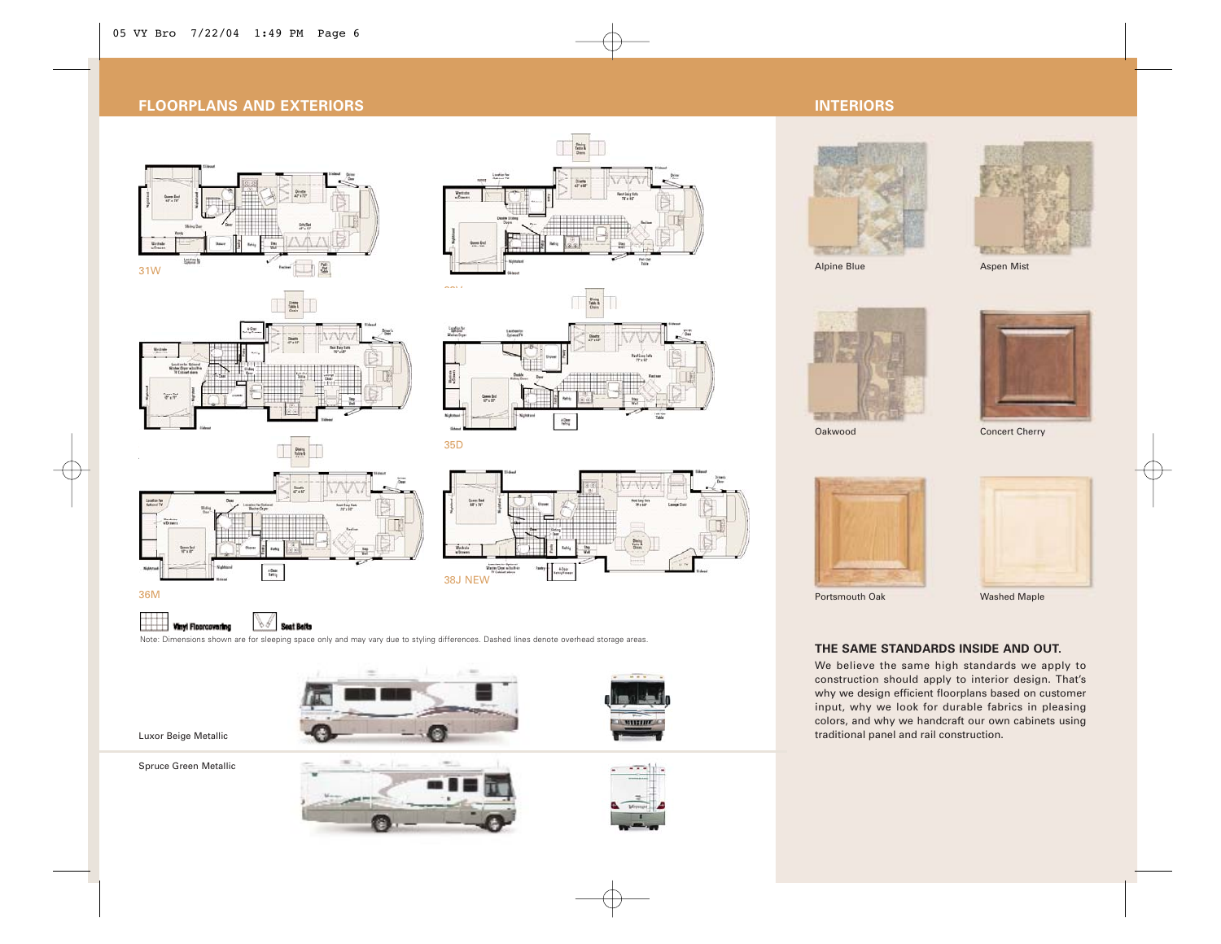## FLOORPLANS AND EXTERIORS

31W

35D

36M

38J NEW

Vinyl Floorcovering

Seat Belts

Note: Dimensions shown are for sleeping space only and may vary due to styling differences. Dashed lines denote overhead storage areas.

Luxor Beige Metallic

Spruce Green Metallic

## INTERIORS

Alpine Blue

Aspen Mist

Oakwood

Concert Cherry

Portsmouth Oak

Washed Maple

### THE SAME STANDARDS INSIDE AND OUT.

We believe the same high standards we apply to construction should apply to interior design. That's why we design efficient floorplans based on customer input, why we look for durable fabrics in pleasing colors, and why we handcraft our own cabinets using traditional panel and rail construction.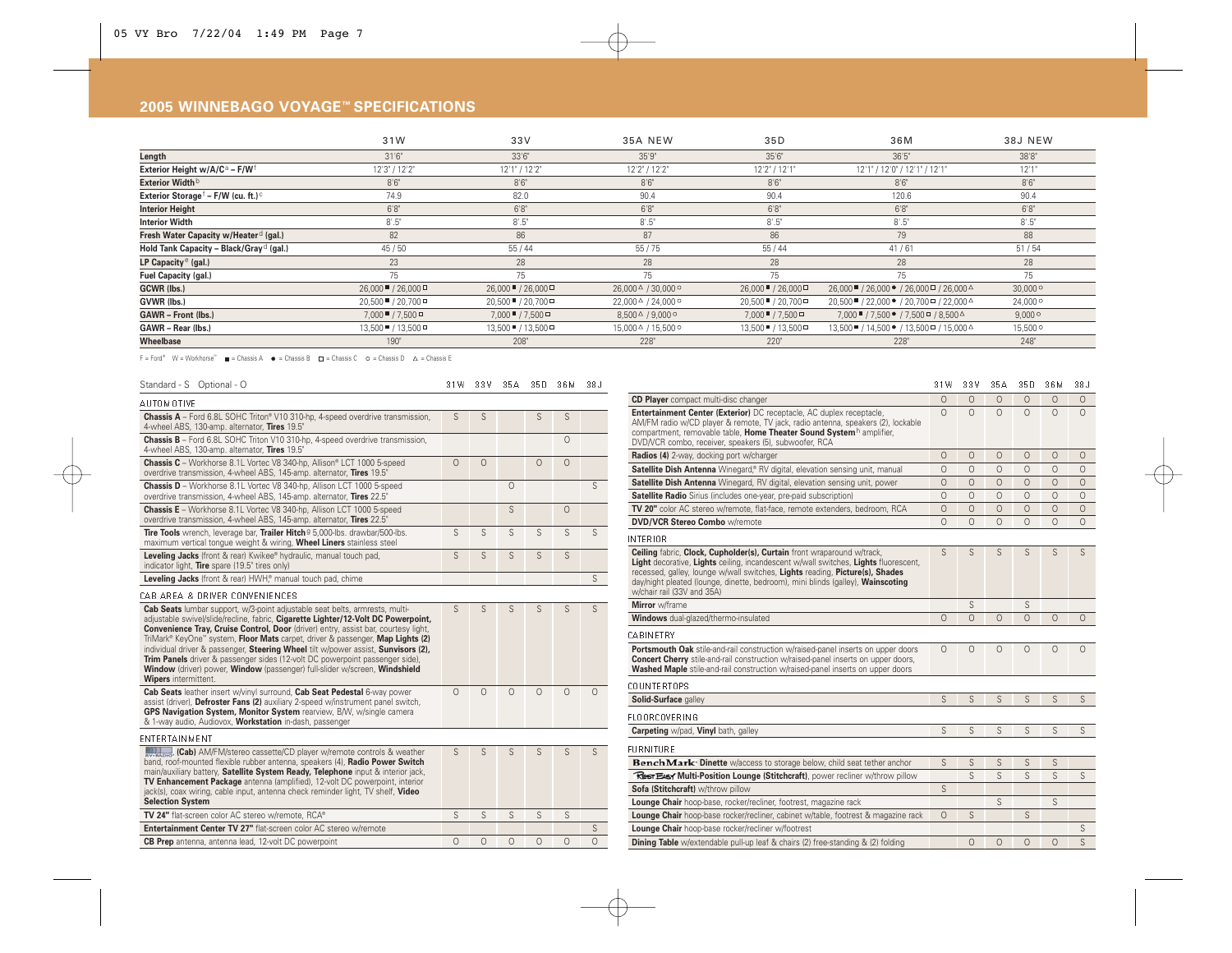# 2005 WINNEBAGO VOYAGE™ SPECIFICATIONS

| | 31W | 33V | 35A NEW | 35D | 36M | 38J NEW |
|---|---|---|---|---|---|---|
| **Length** | 31'6" | 33'6" | 35'9" | 35'6" | 36'5" | 38'8" |
| **Exterior Height w/A/C[a] – F/W[f]** | 12'3" / 12'2" | 12'1" / 12'2" | 12'2" / 12'2" | 12'2" / 12'1" | 12'1" / 12'0" / 12'1" / 12'1" | 12'1" |
| **Exterior Width[b]** | 8'6" | 8'6" | 8'6" | 8'6" | 8'6" | 8'6" |
| **Exterior Storage[f] – F/W (cu. ft.)[c]** | 74.9 | 82.0 | 90.4 | 90.4 | 120.6 | 90.4 |
| **Interior Height** | 6'8" | 6'8" | 6'8" | 6'8" | 6'8" | 6'8" |
| **Interior Width** | 8'.5" | 8'.5" | 8'.5" | 8'.5" | 8'.5" | 8'.5" |
| **Fresh Water Capacity w/Heater[d] (gal.)** | 82 | 86 | 87 | 86 | 79 | 88 |
| **Hold Tank Capacity – Black/Gray[d] (gal.)** | 45 / 50 | 55 / 44 | 55 / 75 | 55 / 44 | 41 / 61 | 51 / 54 |
| **LP Capacity[e] (gal.)** | 23 | 28 | 28 | 28 | 28 | 28 |
| **Fuel Capacity (gal.)** | 75 | 75 | 75 | 75 | 75 | 75 |
| **GCWR (lbs.)** | 26,000 ■ / 26,000 □ | 26,000 ■ / 26,000 □ | 26,000 △ / 30,000 ○ | 26,000 ■ / 26,000 □ | 26,000 ■ / 26,000 ● / 26,000 □ / 26,000 △ | 30,000 ○ |
| **GVWR (lbs.)** | 20,500 ■ / 20,700 □ | 20,500 ■ / 20,700 □ | 22,000 △ / 24,000 ○ | 20,500 ■ / 20,700 □ | 20,500 ■ / 22,000 ● / 20,700 □ / 22,000 △ | 24,000 ○ |
| **GAWR – Front (lbs.)** | 7,000 ■ / 7,500 □ | 7,000 ■ / 7,500 □ | 8,500 △ / 9,000 ○ | 7,000 ■ / 7,500 □ | 7,000 ■ / 7,500 ● / 7,500 □ / 8,500 △ | 9,000 ○ |
| **GAWR – Rear (lbs.)** | 13,500 ■ / 13,500 □ | 13,500 ■ / 13,500 □ | 15,000 △ / 15,500 ○ | 13,500 ■ / 13,500 □ | 13,500 ■ / 14,500 ● / 13,500 □ / 15,000 △ | 15,500 ○ |
| **Wheelbase** | 190" | 208" | 228" | 220" | 228" | 248" |

F = Ford® W = Workhorse™ ■ = Chassis A ● = Chassis B □ = Chassis C ○ = Chassis D △ = Chassis E

Standard - S Optional - O

| | 31W | 33V | 35A | 35D | 36M | 38J |
|---|---|---|---|---|---|---|
| **AUTOMOTIVE** | | | | | | |
| **Chassis A** – Ford 6.8L SOHC Triton® V10 310-hp, 4-speed overdrive transmission, 4-wheel ABS, 130-amp. alternator, **Tires** 19.5" | S | S | | S | S | |
| **Chassis B** – Ford 6.8L SOHC Triton V10 310-hp, 4-speed overdrive transmission, 4-wheel ABS, 130-amp. alternator, **Tires** 19.5" | | | | | O | |
| **Chassis C** – Workhorse 8.1L Vortec V8 340-hp, Allison® LCT 1000 5-speed overdrive transmission, 4-wheel ABS, 145-amp. alternator, **Tires** 19.5" | O | O | | O | O | |
| **Chassis D** – Workhorse 8.1L Vortec V8 340-hp, Allison LCT 1000 5-speed overdrive transmission, 4-wheel ABS, 145-amp. alternator, **Tires** 22.5" | | | O | | | S |
| **Chassis E** – Workhorse 8.1L Vortec V8 340-hp, Allison LCT 1000 5-speed overdrive transmission, 4-wheel ABS, 145-amp. alternator, **Tires** 22.5" | | | S | | O | |
| **Tire Tools** wrench, leverage bar, **Trailer Hitch**[g] 5,000-lbs. drawbar/500-lbs. maximum vertical tongue weight & wiring, **Wheel Liners** stainless steel | S | S | S | S | S | S |
| **Leveling Jacks** (front & rear) Kwikee® hydraulic, manual touch pad, indicator light, **Tire** spare (19.5" tires only) | S | S | S | S | S | |
| **Leveling Jacks** (front & rear) HWH,® manual touch pad, chime | | | | | | S |
| **CAB AREA & DRIVER CONVENIENCES** | | | | | | |
| **Cab Seats** lumbar support, w/3-point adjustable seat belts, armrests, multi-adjustable swivel/slide/recline, fabric, **Cigarette Lighter/12-Volt DC Powerpoint, Convenience Tray, Cruise Control, Door** (driver) entry, assist bar, courtesy light, TriMark® KeyOne™ system, **Floor Mats** carpet, driver & passenger, **Map Lights (2)** individual driver & passenger, **Steering Wheel** tilt w/power assist, **Sunvisors (2), Trim Panels** driver & passenger sides (12-volt DC powerpoint passenger side), **Window** (driver) power, **Window** (passenger) full-slider w/screen, **Windshield Wipers** intermittent. | S | S | S | S | S | S |
| **Cab Seats** leather insert w/vinyl surround, **Cab Seat Pedestal** 6-way power assist (driver), **Defroster Fans (2)** auxiliary 2-speed w/instrument panel switch, **GPS Navigation System, Monitor System** rearview, B/W, w/single camera & 1-way audio, Audiovox, **Workstation** in-dash, passenger | O | O | O | O | O | O |
| **ENTERTAINMENT** | | | | | | |
| RV-RADIO **(Cab)** AM/FM/stereo cassette/CD player w/remote controls & weather band, roof-mounted flexible rubber antenna, speakers (4), **Radio Power Switch** main/auxiliary battery, **Satellite System Ready, Telephone** input & interior jack, **TV Enhancement Package** antenna (amplified), 12-volt DC powerpoint, interior jack(s), coax wiring, cable input, antenna check reminder light, TV shelf, **Video Selection System** | S | S | S | S | S | S |
| **TV 24"** flat-screen color AC stereo w/remote, RCA® | S | S | S | S | S | |
| **Entertainment Center TV 27"** flat-screen color AC stereo w/remote | | | | | | S |
| **CB Prep** antenna, antenna lead, 12-volt DC powerpoint | O | O | O | O | O | O |
| **CD Player** compact multi-disc changer | O | O | O | O | O | O |
| **Entertainment Center (Exterior)** DC receptacle, AC duplex receptacle, AM/FM radio w/CD player & remote, TV jack, radio antenna, speakers (2), lockable compartment, removable table, **Home Theater Sound System**[h] amplifier, DVD/VCR combo, receiver, speakers (5), subwoofer, RCA | O | O | O | O | O | O |
| **Radios (4)** 2-way, docking port w/charger | O | O | O | O | O | O |
| **Satellite Dish Antenna** Winegard,® RV digital, elevation sensing unit, manual | O | O | O | O | O | O |
| **Satellite Dish Antenna** Winegard, RV digital, elevation sensing unit, power | O | O | O | O | O | O |
| **Satellite Radio** Sirius (includes one-year, pre-paid subscription) | O | O | O | O | O | O |
| **TV 20"** color AC stereo w/remote, flat-face, remote extenders, bedroom, RCA | O | O | O | O | O | O |
| **DVD/VCR Stereo Combo** w/remote | O | O | O | O | O | O |
| **INTERIOR** | | | | | | |
| **Ceiling** fabric, **Clock, Cupholder(s), Curtain** front wraparound w/track, **Light** decorative, **Lights** ceiling, incandescent w/wall switches, **Lights** fluorescent, recessed, galley, lounge w/wall switches, **Lights** reading, **Picture(s), Shades** day/night pleated (lounge, dinette, bedroom), mini blinds (galley), **Wainscoting** w/chair rail (33V and 35A) | S | S | S | S | S | S |
| **Mirror** w/frame | | S | | S | | |
| **Windows** dual-glazed/thermo-insulated | O | O | O | O | O | O |
| **CABINETRY** | | | | | | |
| **Portsmouth Oak** stile-and-rail construction w/raised-panel inserts on upper doors **Concert Cherry** stile-and-rail construction w/raised-panel inserts on upper doors, **Washed Maple** stile-and-rail construction w/raised-panel inserts on upper doors | O | O | O | O | O | O |
| **COUNTERTOPS** | | | | | | |
| **Solid-Surface** galley | S | S | S | S | S | S |
| **FLOORCOVERING** | | | | | | |
| **Carpeting** w/pad, **Vinyl** bath, galley | S | S | S | S | S | S |
| **FURNITURE** | | | | | | |
| **BenchMark Dinette** w/access to storage below, child seat tether anchor | S | S | S | S | S | |
| **RestEasy Multi-Position Lounge (Stitchcraft)**, power recliner w/throw pillow | | S | S | S | S | S |
| **Sofa (Stitchcraft)** w/throw pillow | S | | | | | |
| **Lounge Chair** hoop-base, rocker/recliner, footrest, magazine rack | | | S | | S | |
| **Lounge Chair** hoop-base rocker/recliner, cabinet w/table, footrest & magazine rack | O | S | | S | | |
| **Lounge Chair** hoop-base rocker/recliner w/footrest | | | | | | S |
| **Dining Table** w/extendable pull-up leaf & chairs (2) free-standing & (2) folding | | O | O | O | O | S |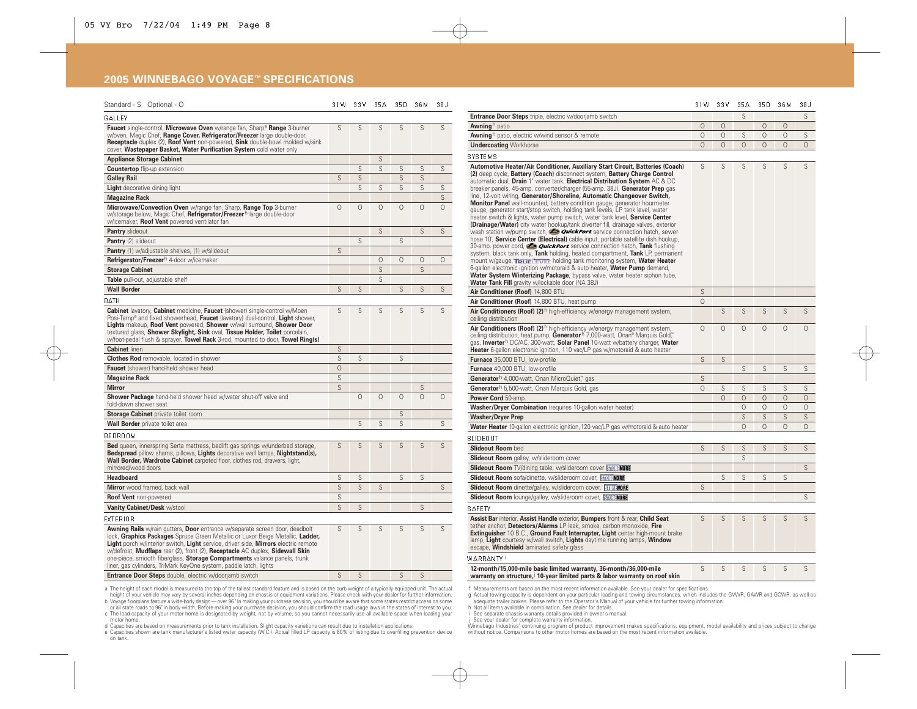## 2005 WINNEBAGO VOYAGE™ SPECIFICATIONS

Standard - S Optional - O

| | 31W | 33V | 35A | 35D | 36M | 38J |
|---|---|---|---|---|---|---|
| **GALLEY** | | | | | | |
| **Faucet** single-control, **Microwave Oven** w/range fan, Sharp® **Range** 3-burner w/oven, Magic Chef, **Range Cover, Refrigerator/Freezer** large double-door, **Receptacle** duplex (2), **Roof Vent** non-powered, **Sink** double-bowl molded w/sink cover, **Wastepaper Basket, Water Purification System** cold water only | S | S | S | S | S | S |
| **Appliance Storage Cabinet** | | | S | | | |
| **Countertop** flip-up extension | | S | S | S | S | S |
| **Galley Rail** | S | S | | S | S | |
| **Light** decorative dining light | | S | S | S | S | S |
| **Magazine Rack** | | | | | | S |
| **Microwave/Convection Oven** w/range fan, Sharp, **Range Top** 3-burner w/storage below, Magic Chef, **Refrigerator/Freezer** h large double-door w/icemaker, **Roof Vent** powered ventilator fan | O | O | O | O | O | O |
| **Pantry** slideout | | | S | | S | S |
| **Pantry** (2) slideout | | S | | S | | |
| **Pantry** (1) w/adjustable shelves, (1) w/slideout | S | | | | | |
| **Refrigerator/Freezer** h 4-door w/icemaker | | | O | O | O | O |
| **Storage Cabinet** | | | S | | S | |
| **Table** pull-out, adjustable shelf | | | S | | | |
| **Wall Border** | S | S | | S | S | S |
| **BATH** | | | | | | |
| **Cabinet** lavatory, **Cabinet** medicine, **Faucet** (shower) single-control w/Moen Posi-Temp® and fixed showerhead, **Faucet** (lavatory) dual-control, **Light** shower, **Lights** makeup, **Roof Vent** powered, **Shower** w/wall surround, **Shower Door** textured glass, **Shower Skylight, Sink** oval, **Tissue Holder, Toilet** porcelain, w/foot-pedal flush & sprayer, **Towel Rack** 3-rod, mounted to door, **Towel Ring(s)** | S | S | S | S | S | S |
| **Cabinet** linen | S | | | | | |
| **Clothes Rod** removable, located in shower | S | S | | S | | |
| **Faucet** (shower) hand-held shower head | O | | | | | |
| **Magazine Rack** | S | | | | | |
| **Mirror** | S | | | | S | |
| **Shower Package** hand-held shower head w/water shut-off valve and fold-down shower seat | | O | O | O | O | O |
| **Storage Cabinet** private toilet room | | | | S | | |
| **Wall Border** private toilet area | | S | S | S | | S |
| **BEDROOM** | | | | | | |
| **Bed** queen, innerspring Serta mattress, bedlift gas springs w/underbed storage, **Bedspread** pillow shams, pillows, **Lights** decorative wall lamps, **Nightstand(s), Wall Border, Wardrobe Cabinet** carpeted floor, clothes rod, drawers, light, mirrored/wood doors | S | S | S | S | S | S |
| **Headboard** | S | S | | S | S | |
| **Mirror** wood framed, back wall | S | S | S | | | S |
| **Roof Vent** non-powered | S | | | | | |
| **Vanity Cabinet/Desk** w/stool | S | S | | | S | |
| **EXTERIOR** | | | | | | |
| **Awning Rails** w/rain gutters, **Door** entrance w/separate screen door, deadbolt lock, **Graphics Packages** Spruce Green Metallic or Luxor Beige Metallic, **Ladder, Light** porch w/interior switch, **Light** service, driver side, **Mirrors** electric remote w/defrost, **Mudflaps** rear (2), front (2), **Receptacle** AC duplex, **Sidewall Skin** one-piece, smooth fiberglass, **Storage Compartments** valance panels, trunk liner, gas cylinders, TriMark KeyOne system, paddle latch, lights | S | S | S | S | S | S |
| **Entrance Door Steps** double, electric w/doorjamb switch | S | S | | S | S | |
| **Entrance Door Steps** triple, electric w/doorjamb switch | | | S | | | S |
| **Awning** h patio | O | O | | O | O | |
| **Awning** h patio, electric w/wind sensor & remote | O | O | S | O | O | S |
| **Undercoating** Workhorse | O | O | O | O | O | O |
| **SYSTEMS** | | | | | | |
| **Automotive Heater/Air Conditioner, Auxiliary Start Circuit, Batteries (Coach) (2)** deep cycle, **Battery (Coach)** disconnect system, **Battery Charge Control** automatic dual, **Drain** 1" water tank, **Electrical Distribution System** AC & DC breaker panels, 45-amp. converter/charger (55-amp. 38J), **Generator Prep** gas line, 12-volt wiring, **Generator/Shoreline, Automatic Changeover Switch, Monitor Panel** wall-mounted, battery condition gauge, generator hourmeter gauge, generator start/stop switch, holding tank levels, LP tank level, water heater switch & lights, water pump switch, water tank level, **Service Center (Drainage/Water)** city water hookup/tank diverter fill, drainage valves, exterior wash station w/pump switch, QuickPort service connection hatch, sewer hose 10', **Service Center (Electrical)** cable input, portable satellite dish hookup, 30-amp. power cord, QuickPort service connection hatch, **Tank** flushing system, black tank only, **Tank** holding, heated compartment, **Tank** LP, permanent mount w/gauge, TrueLevel holding tank monitoring system, **Water Heater** 6-gallon electronic ignition w/motoraid & auto heater, **Water Pump** demand, **Water System Winterizing Package**, bypass valve, water heater siphon tube, **Water Tank Fill** gravity w/lockable door (NA 38J) | S | S | S | S | S | S |
| **Air Conditioner (Roof)** 14,800 BTU | S | | | | | |
| **Air Conditioner (Roof)** 14,800 BTU, heat pump | O | | | | | |
| **Air Conditioners (Roof) (2)** h high-efficiency w/energy management system, ceiling distribution | | S | S | S | S | S |
| **Air Conditioners (Roof) (2)** h high-efficiency w/energy management system, ceiling distribution, heat pump, **Generator** h 7,000-watt, Onan® Marquis Gold,™ gas, **Inverter** h DC/AC, 300-watt, **Solar Panel** 10-watt w/battery charger, **Water Heater** 6-gallon electronic ignition, 110 vac/LP gas w/motoraid & auto heater | O | O | O | O | O | O |
| **Furnace** 35,000 BTU, low-profile | S | S | | | | |
| **Furnace** 40,000 BTU, low-profile | | | S | S | S | S |
| **Generator** h 4,000-watt, Onan MicroQuiet,™ gas | S | | | | | |
| **Generator** h 5,500-watt, Onan Marquis Gold, gas | O | S | S | S | S | S |
| **Power Cord** 50-amp. | | O | O | O | O | O |
| **Washer/Dryer Combination** (requires 10-gallon water heater) | | | O | O | O | O |
| **Washer/Dryer Prep** | | | S | S | S | S |
| **Water Heater** 10-gallon electronic ignition, 120 vac/LP gas w/motoraid & auto heater | | | O | O | O | O |
| **SLIDEOUT** | | | | | | |
| **Slideout Room** bed | S | S | S | S | S | S |
| **Slideout Room** galley, w/slideroom cover | | | S | | | |
| **Slideout Room** TV/dining table, w/slideroom cover STOREMORE | | | | | | S |
| **Slideout Room** sofa/dinette, w/slideroom cover, STOREMORE | | S | S | S | S | |
| **Slideout Room** dinette/galley, w/slideroom cover, STOREMORE | S | | | | | |
| **Slideout Room** lounge/galley, w/slideroom cover, STOREMORE | | | | | | S |
| **SAFETY** | | | | | | |
| **Assist Bar** interior, **Assist Handle** exterior, **Bumpers** front & rear, **Child Seat** tether anchor, **Detectors/Alarms** LP leak, smoke, carbon monoxide, **Fire Extinguisher** 10 B.C., **Ground Fault Interrupter, Light** center high-mount brake lamp, **Light** courtesy w/wall switch, **Lights** daytime running lamps, **Window** escape, **Windshield** laminated safety glass | S | S | S | S | S | S |
| **WARRANTY** i | | | | | | |
| **12-month/15,000-mile basic limited warranty, 36-month/36,000-mile warranty on structure,** j **10-year limited parts & labor warranty on roof skin** | S | S | S | S | S | S |

a The height of each model is measured to the top of the tallest standard feature and is based on the curb weight of a typically equipped unit. The actual height of your vehicle may vary by several inches depending on chassis or equipment variations. Please check with your dealer for further information.
b Voyage floorplans feature a wide-body design — over 96." In making your purchase decision, you should be aware that some states restrict access on some or all state roads to 96" in body width. Before making your purchase decision, you should confirm the road usage laws in the states of interest to you.
c The load capacity of your motor home is designated by weight, not by volume, so you cannot necessarily use all available space when loading your motor home.
d Capacities are based on measurements prior to tank installation. Slight capacity variations can result due to installation applications.
e Capacities shown are tank manufacturer's listed water capacity (W.C.). Actual filled LP capacity is 80% of listing due to overfilling prevention device on tank.

f Measurements are based on the most recent information available. See your dealer for specifications.
g Actual towing capacity is dependent on your particular loading and towing circumstances, which includes the GVWR, GAWR and GCWR, as well as adequate trailer brakes. Please refer to the Operator's Manual of your vehicle for further towing information.
h Not all items available in combination. See dealer for details.
i See separate chassis warranty details provided in owner's manual.
j See your dealer for complete warranty information.
Winnebago Industries' continuing program of product improvement makes specifications, equipment, model availability and prices subject to change without notice. Comparisons to other motor homes are based on the most recent information available.